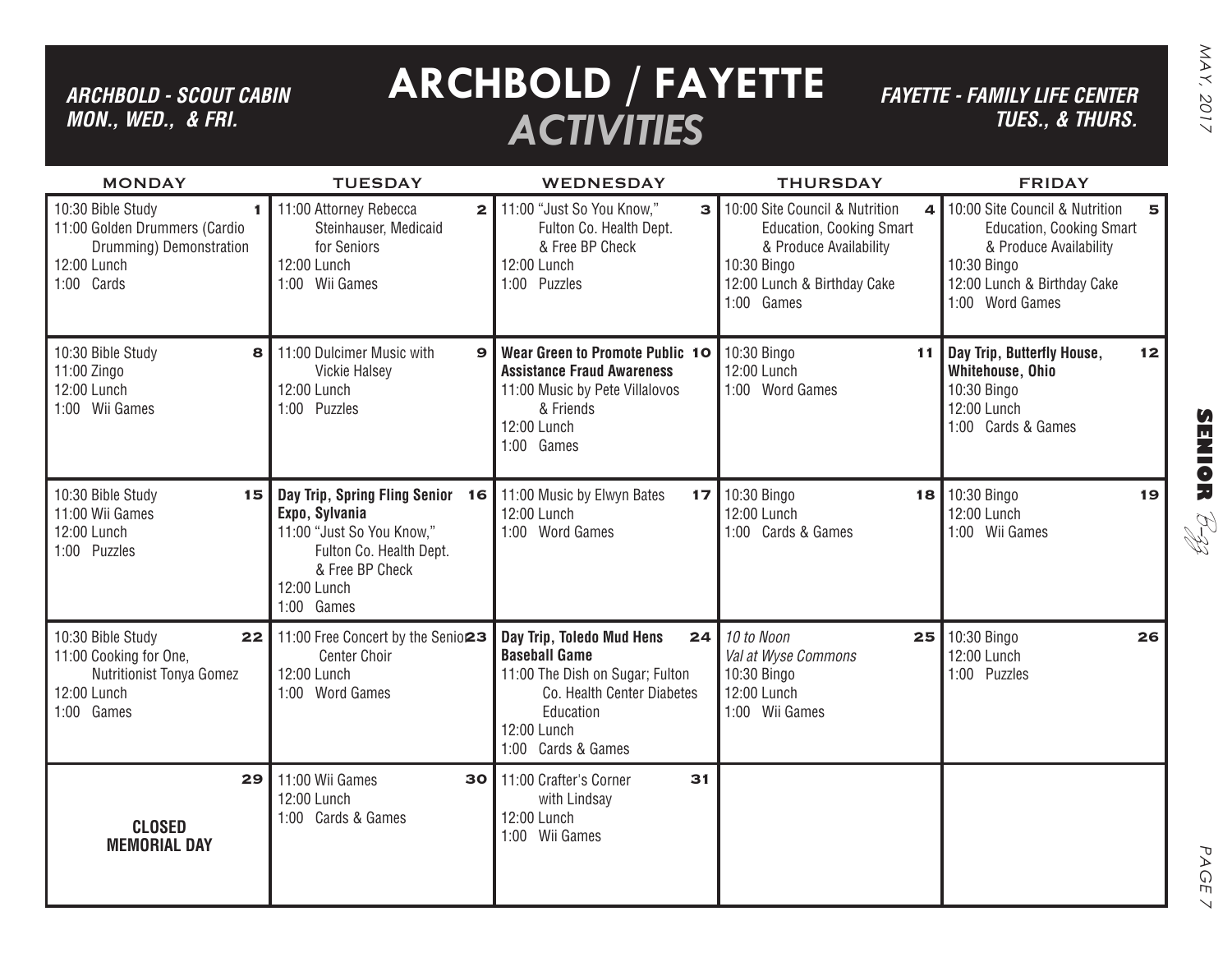*ARCHBOLD - SCOUT CABIN*
*MON., WED., & FRI.*

# ARCHBOLD / FAYETTE *ACTIVITIES*

*FAYETTE - FAMILY LIFE CENTER*
*TUES., & THURS.*

| MONDAY | TUESDAY | WEDNESDAY | THURSDAY | FRIDAY |
|---|---|---|---|---|
| **1** 10:30 Bible Study<br>11:00 Golden Drummers (Cardio Drumming) Demonstration<br>12:00 Lunch<br>1:00 Cards | **2** 11:00 Attorney Rebecca Steinhauser, Medicaid for Seniors<br>12:00 Lunch<br>1:00 Wii Games | **3** 11:00 "Just So You Know," Fulton Co. Health Dept. & Free BP Check<br>12:00 Lunch<br>1:00 Puzzles | **4** 10:00 Site Council & Nutrition Education, Cooking Smart & Produce Availability<br>10:30 Bingo<br>12:00 Lunch & Birthday Cake<br>1:00 Games | **5** 10:00 Site Council & Nutrition Education, Cooking Smart & Produce Availability<br>10:30 Bingo<br>12:00 Lunch & Birthday Cake<br>1:00 Word Games |
| **8** 10:30 Bible Study<br>11:00 Zingo<br>12:00 Lunch<br>1:00 Wii Games | **9** 11:00 Dulcimer Music with Vickie Halsey<br>12:00 Lunch<br>1:00 Puzzles | **10** **Wear Green to Promote Public Assistance Fraud Awareness**<br>11:00 Music by Pete Villalovos & Friends<br>12:00 Lunch<br>1:00 Games | **11** 10:30 Bingo<br>12:00 Lunch<br>1:00 Word Games | **12** **Day Trip, Butterfly House, Whitehouse, Ohio**<br>10:30 Bingo<br>12:00 Lunch<br>1:00 Cards & Games |
| **15** 10:30 Bible Study<br>11:00 Wii Games<br>12:00 Lunch<br>1:00 Puzzles | **16** **Day Trip, Spring Fling Senior Expo, Sylvania**<br>11:00 "Just So You Know," Fulton Co. Health Dept. & Free BP Check<br>12:00 Lunch<br>1:00 Games | **17** 11:00 Music by Elwyn Bates<br>12:00 Lunch<br>1:00 Word Games | **18** 10:30 Bingo<br>12:00 Lunch<br>1:00 Cards & Games | **19** 10:30 Bingo<br>12:00 Lunch<br>1:00 Wii Games |
| **22** 10:30 Bible Study<br>11:00 Cooking for One, Nutritionist Tonya Gomez<br>12:00 Lunch<br>1:00 Games | **23** 11:00 Free Concert by the Senior Center Choir<br>12:00 Lunch<br>1:00 Word Games | **24** **Day Trip, Toledo Mud Hens Baseball Game**<br>11:00 The Dish on Sugar; Fulton Co. Health Center Diabetes Education<br>12:00 Lunch<br>1:00 Cards & Games | **25** *10 to Noon Val at Wyse Commons*<br>10:30 Bingo<br>12:00 Lunch<br>1:00 Wii Games | **26** 10:30 Bingo<br>12:00 Lunch<br>1:00 Puzzles |
| **29** **CLOSED MEMORIAL DAY** | **30** 11:00 Wii Games<br>12:00 Lunch<br>1:00 Cards & Games | **31** 11:00 Crafter's Corner with Lindsay<br>12:00 Lunch<br>1:00 Wii Games | | |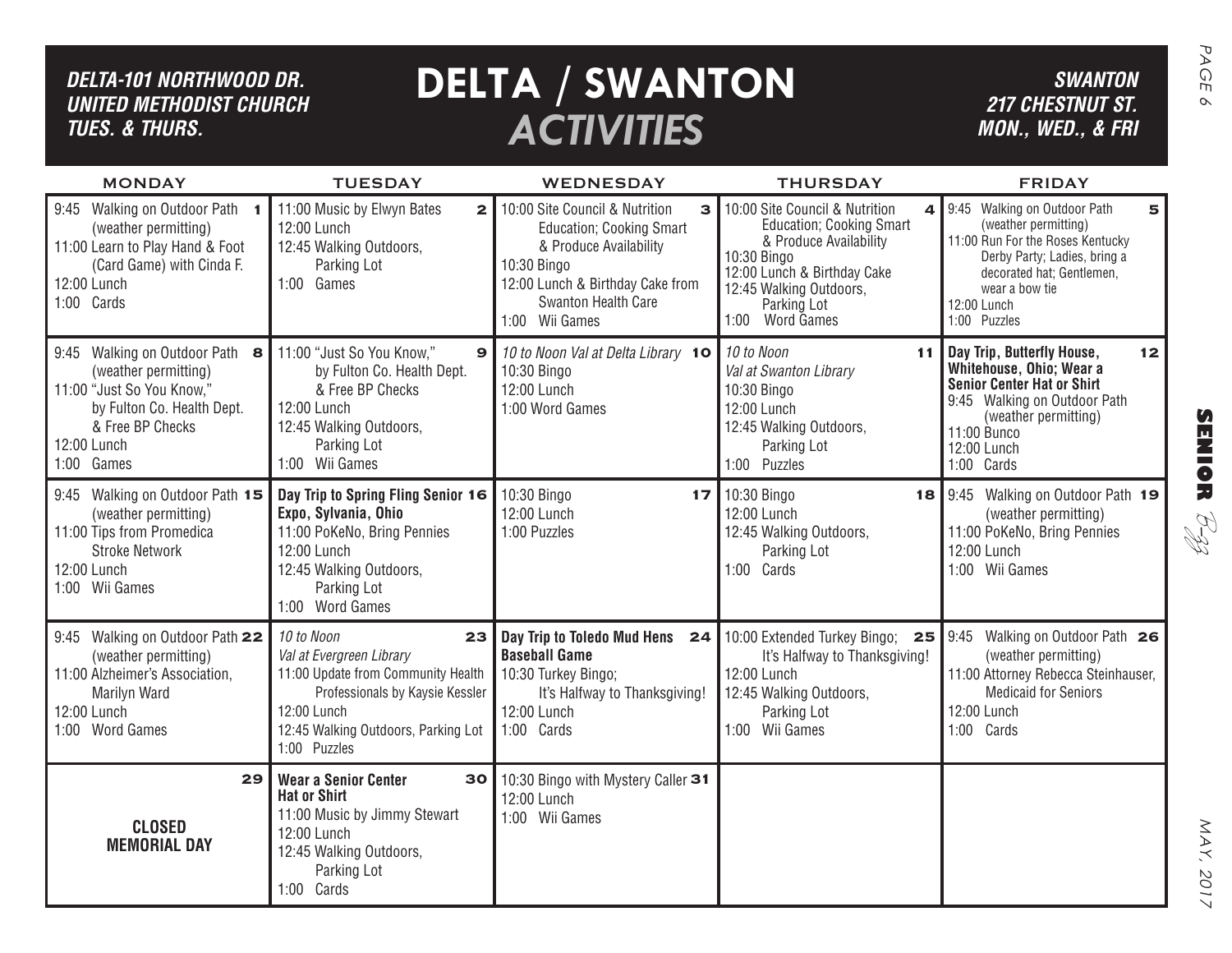**DELTA-101 NORTHWOOD DR.**
**UNITED METHODIST CHURCH**
**TUES. & THURS.**

# DELTA / SWANTON *ACTIVITIES*

**SWANTON**
**217 CHESTNUT ST.**
**MON., WED., & FRI**

| MONDAY | TUESDAY | WEDNESDAY | THURSDAY | FRIDAY |
|---|---|---|---|---|
| **1** 9:45 Walking on Outdoor Path (weather permitting)<br>11:00 Learn to Play Hand & Foot (Card Game) with Cinda F.<br>12:00 Lunch<br>1:00 Cards | **2** 11:00 Music by Elwyn Bates<br>12:00 Lunch<br>12:45 Walking Outdoors, Parking Lot<br>1:00 Games | **3** 10:00 Site Council & Nutrition Education; Cooking Smart & Produce Availability<br>10:30 Bingo<br>12:00 Lunch & Birthday Cake from Swanton Health Care<br>1:00 Wii Games | **4** 10:00 Site Council & Nutrition Education; Cooking Smart & Produce Availability<br>10:30 Bingo<br>12:00 Lunch & Birthday Cake<br>12:45 Walking Outdoors, Parking Lot<br>1:00 Word Games | **5** 9:45 Walking on Outdoor Path (weather permitting)<br>11:00 Run For the Roses Kentucky Derby Party; Ladies, bring a decorated hat; Gentlemen, wear a bow tie<br>12:00 Lunch<br>1:00 Puzzles |
| **8** 9:45 Walking on Outdoor Path (weather permitting)<br>11:00 "Just So You Know," by Fulton Co. Health Dept. & Free BP Checks<br>12:00 Lunch<br>1:00 Games | **9** 11:00 "Just So You Know," by Fulton Co. Health Dept. & Free BP Checks<br>12:00 Lunch<br>12:45 Walking Outdoors, Parking Lot<br>1:00 Wii Games | **10** *10 to Noon Val at Delta Library*<br>10:30 Bingo<br>12:00 Lunch<br>1:00 Word Games | **11** *10 to Noon Val at Swanton Library*<br>10:30 Bingo<br>12:00 Lunch<br>12:45 Walking Outdoors, Parking Lot<br>1:00 Puzzles | **12** **Day Trip, Butterfly House, Whitehouse, Ohio; Wear a Senior Center Hat or Shirt**<br>9:45 Walking on Outdoor Path (weather permitting)<br>11:00 Bunco<br>12:00 Lunch<br>1:00 Cards |
| **15** 9:45 Walking on Outdoor Path (weather permitting)<br>11:00 Tips from Promedica Stroke Network<br>12:00 Lunch<br>1:00 Wii Games | **16** **Day Trip to Spring Fling Senior Expo, Sylvania, Ohio**<br>11:00 PoKeNo, Bring Pennies<br>12:00 Lunch<br>12:45 Walking Outdoors, Parking Lot<br>1:00 Word Games | **17** 10:30 Bingo<br>12:00 Lunch<br>1:00 Puzzles | **18** 10:30 Bingo<br>12:00 Lunch<br>12:45 Walking Outdoors, Parking Lot<br>1:00 Cards | **19** 9:45 Walking on Outdoor Path (weather permitting)<br>11:00 PoKeNo, Bring Pennies<br>12:00 Lunch<br>1:00 Wii Games |
| **22** 9:45 Walking on Outdoor Path (weather permitting)<br>11:00 Alzheimer's Association, Marilyn Ward<br>12:00 Lunch<br>1:00 Word Games | **23** *10 to Noon Val at Evergreen Library*<br>11:00 Update from Community Health Professionals by Kaysie Kessler<br>12:00 Lunch<br>12:45 Walking Outdoors, Parking Lot<br>1:00 Puzzles | **24** **Day Trip to Toledo Mud Hens Baseball Game**<br>10:30 Turkey Bingo; It's Halfway to Thanksgiving!<br>12:00 Lunch<br>1:00 Cards | **25** 10:00 Extended Turkey Bingo; It's Halfway to Thanksgiving!<br>12:00 Lunch<br>12:45 Walking Outdoors, Parking Lot<br>1:00 Wii Games | **26** 9:45 Walking on Outdoor Path (weather permitting)<br>11:00 Attorney Rebecca Steinhauser, Medicaid for Seniors<br>12:00 Lunch<br>1:00 Cards |
| **29** **CLOSED MEMORIAL DAY** | **30** **Wear a Senior Center Hat or Shirt**<br>11:00 Music by Jimmy Stewart<br>12:00 Lunch<br>12:45 Walking Outdoors, Parking Lot<br>1:00 Cards | **31** 10:30 Bingo with Mystery Caller<br>12:00 Lunch<br>1:00 Wii Games | | |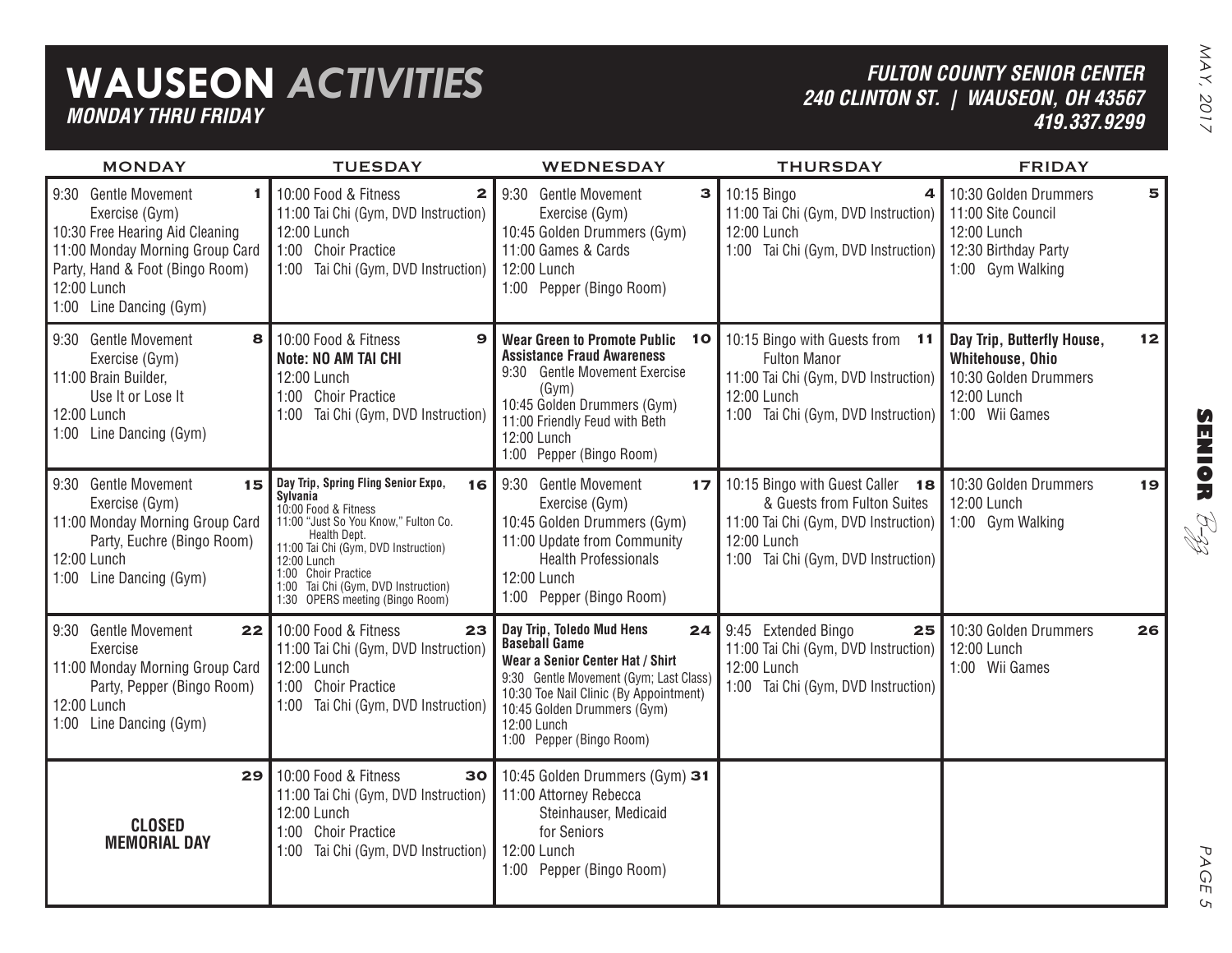# WAUSEON *ACTIVITIES*

***MONDAY THRU FRIDAY***

***FULTON COUNTY SENIOR CENTER***
***240 CLINTON ST. | WAUSEON, OH 43567***
***419.337.9299***

| MONDAY | TUESDAY | WEDNESDAY | THURSDAY | FRIDAY |
|---|---|---|---|---|
| **1** 9:30 Gentle Movement Exercise (Gym)<br>10:30 Free Hearing Aid Cleaning<br>11:00 Monday Morning Group Card Party, Hand & Foot (Bingo Room)<br>12:00 Lunch<br>1:00 Line Dancing (Gym) | **2** 10:00 Food & Fitness<br>11:00 Tai Chi (Gym, DVD Instruction)<br>12:00 Lunch<br>1:00 Choir Practice<br>1:00 Tai Chi (Gym, DVD Instruction) | **3** 9:30 Gentle Movement Exercise (Gym)<br>10:45 Golden Drummers (Gym)<br>11:00 Games & Cards<br>12:00 Lunch<br>1:00 Pepper (Bingo Room) | **4** 10:15 Bingo<br>11:00 Tai Chi (Gym, DVD Instruction)<br>12:00 Lunch<br>1:00 Tai Chi (Gym, DVD Instruction) | **5** 10:30 Golden Drummers<br>11:00 Site Council<br>12:00 Lunch<br>12:30 Birthday Party<br>1:00 Gym Walking |
| **8** 9:30 Gentle Movement Exercise (Gym)<br>11:00 Brain Builder, Use It or Lose It<br>12:00 Lunch<br>1:00 Line Dancing (Gym) | **9** 10:00 Food & Fitness<br>**Note: NO AM TAI CHI**<br>12:00 Lunch<br>1:00 Choir Practice<br>1:00 Tai Chi (Gym, DVD Instruction) | **10** **Wear Green to Promote Public Assistance Fraud Awareness**<br>9:30 Gentle Movement Exercise (Gym)<br>10:45 Golden Drummers (Gym)<br>11:00 Friendly Feud with Beth<br>12:00 Lunch<br>1:00 Pepper (Bingo Room) | **11** 10:15 Bingo with Guests from Fulton Manor<br>11:00 Tai Chi (Gym, DVD Instruction)<br>12:00 Lunch<br>1:00 Tai Chi (Gym, DVD Instruction) | **12** **Day Trip, Butterfly House, Whitehouse, Ohio**<br>10:30 Golden Drummers<br>12:00 Lunch<br>1:00 Wii Games |
| **15** 9:30 Gentle Movement Exercise (Gym)<br>11:00 Monday Morning Group Card Party, Euchre (Bingo Room)<br>12:00 Lunch<br>1:00 Line Dancing (Gym) | **16** **Day Trip, Spring Fling Senior Expo, Sylvania**<br>10:00 Food & Fitness<br>11:00 "Just So You Know," Fulton Co. Health Dept.<br>11:00 Tai Chi (Gym, DVD Instruction)<br>12:00 Lunch<br>1:00 Choir Practice<br>1:00 Tai Chi (Gym, DVD Instruction)<br>1:30 OPERS meeting (Bingo Room) | **17** 9:30 Gentle Movement Exercise (Gym)<br>10:45 Golden Drummers (Gym)<br>11:00 Update from Community Health Professionals<br>12:00 Lunch<br>1:00 Pepper (Bingo Room) | **18** 10:15 Bingo with Guest Caller & Guests from Fulton Suites<br>11:00 Tai Chi (Gym, DVD Instruction)<br>12:00 Lunch<br>1:00 Tai Chi (Gym, DVD Instruction) | **19** 10:30 Golden Drummers<br>12:00 Lunch<br>1:00 Gym Walking |
| **22** 9:30 Gentle Movement Exercise<br>11:00 Monday Morning Group Card Party, Pepper (Bingo Room)<br>12:00 Lunch<br>1:00 Line Dancing (Gym) | **23** 10:00 Food & Fitness<br>11:00 Tai Chi (Gym, DVD Instruction)<br>12:00 Lunch<br>1:00 Choir Practice<br>1:00 Tai Chi (Gym, DVD Instruction) | **24** **Day Trip, Toledo Mud Hens Baseball Game**<br>**Wear a Senior Center Hat / Shirt**<br>9:30 Gentle Movement (Gym; Last Class)<br>10:30 Toe Nail Clinic (By Appointment)<br>10:45 Golden Drummers (Gym)<br>12:00 Lunch<br>1:00 Pepper (Bingo Room) | **25** 9:45 Extended Bingo<br>11:00 Tai Chi (Gym, DVD Instruction)<br>12:00 Lunch<br>1:00 Tai Chi (Gym, DVD Instruction) | **26** 10:30 Golden Drummers<br>12:00 Lunch<br>1:00 Wii Games |
| **29** **CLOSED MEMORIAL DAY** | **30** 10:00 Food & Fitness<br>11:00 Tai Chi (Gym, DVD Instruction)<br>12:00 Lunch<br>1:00 Choir Practice<br>1:00 Tai Chi (Gym, DVD Instruction) | **31** 10:45 Golden Drummers (Gym)<br>11:00 Attorney Rebecca Steinhauser, Medicaid for Seniors<br>12:00 Lunch<br>1:00 Pepper (Bingo Room) | | |